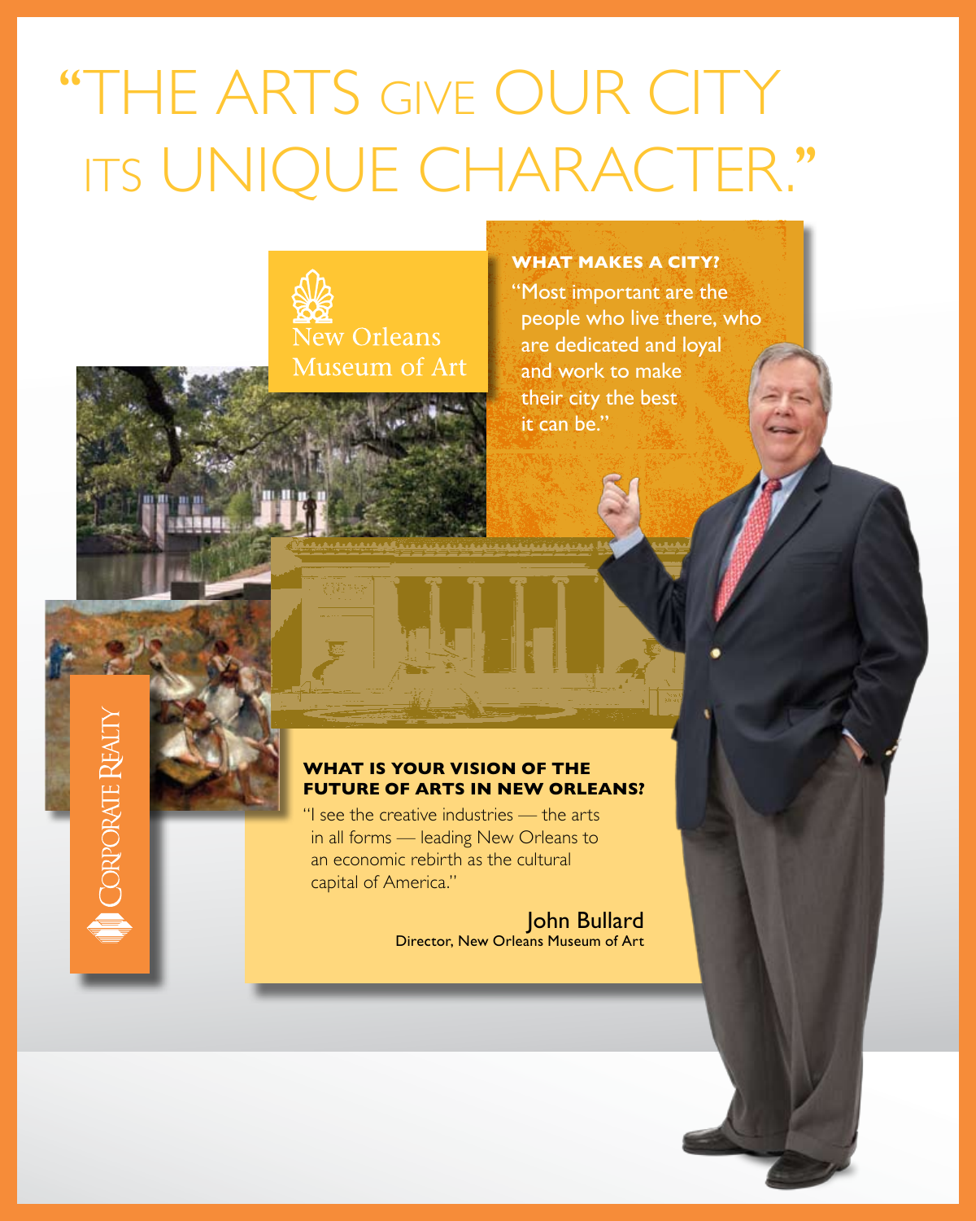# "THE ARTS GIVE OUR CITY ITS UNIQUE CHARACTER."

New Orleans Museum of Art

**WHAT MAKES A CITY?**

"Most important are the people who live there, who are dedicated and loyal and work to make their city the best it can be."

**WHAT IS YOUR VISION OF THE FUTURE OF ARTS IN NEW ORLEANS?**

"I see the creative industries — the arts in all forms — leading New Orleans to an economic rebirth as the cultural capital of America."

John Bullard
Director, New Orleans Museum of Art

CORPORATE REALTY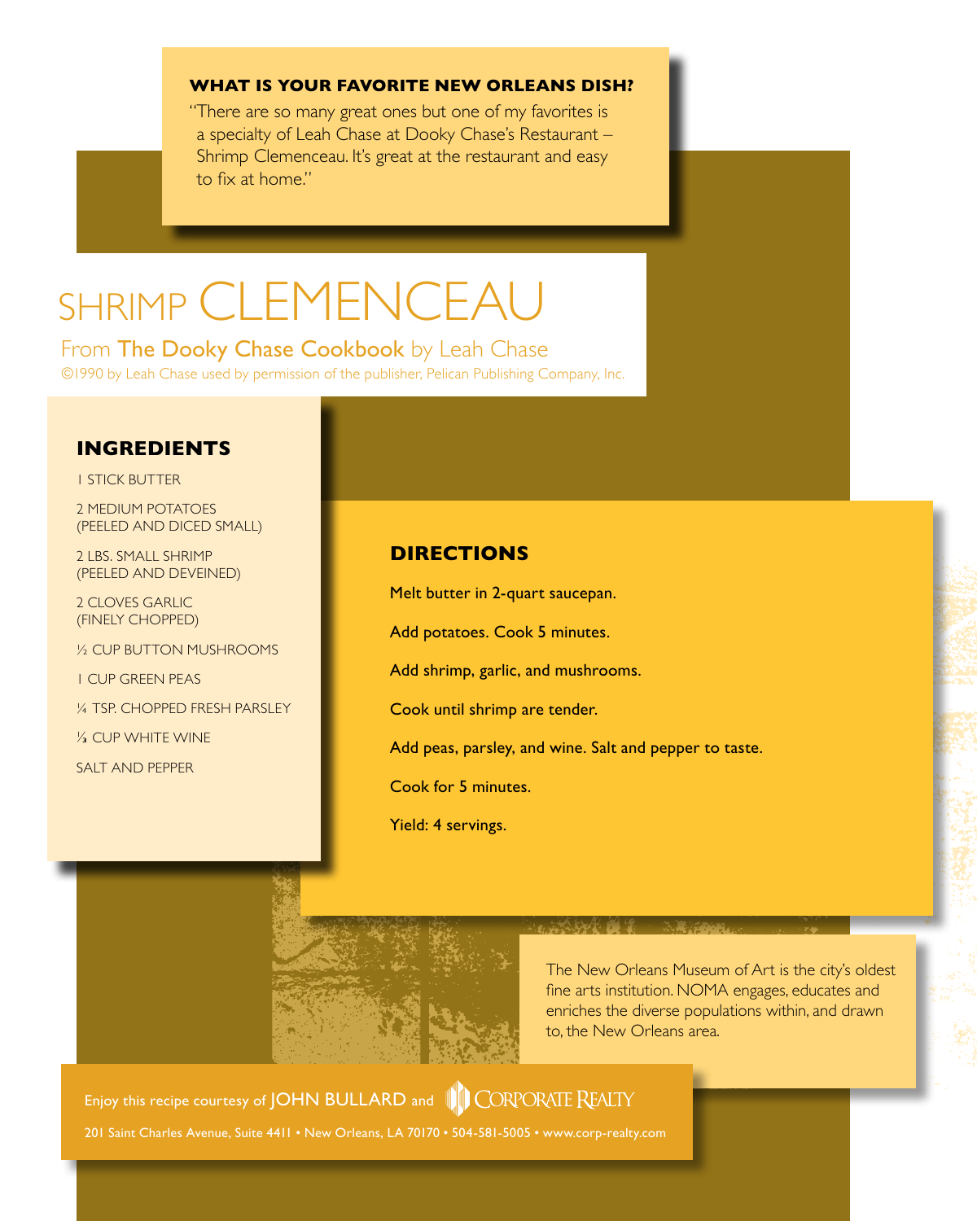**WHAT IS YOUR FAVORITE NEW ORLEANS DISH?**

"There are so many great ones but one of my favorites is a specialty of Leah Chase at Dooky Chase's Restaurant – Shrimp Clemenceau. It's great at the restaurant and easy to fix at home."

# SHRIMP CLEMENCEAU

From **The Dooky Chase Cookbook** by Leah Chase

©1990 by Leah Chase used by permission of the publisher, Pelican Publishing Company, Inc.

## INGREDIENTS

- 1 STICK BUTTER
- 2 MEDIUM POTATOES (PEELED AND DICED SMALL)
- 2 LBS. SMALL SHRIMP (PEELED AND DEVEINED)
- 2 CLOVES GARLIC (FINELY CHOPPED)
- ½ CUP BUTTON MUSHROOMS
- 1 CUP GREEN PEAS
- ¼ TSP. CHOPPED FRESH PARSLEY
- ⅓ CUP WHITE WINE
- SALT AND PEPPER

## DIRECTIONS

Melt butter in 2-quart saucepan.

Add potatoes. Cook 5 minutes.

Add shrimp, garlic, and mushrooms.

Cook until shrimp are tender.

Add peas, parsley, and wine. Salt and pepper to taste.

Cook for 5 minutes.

Yield: 4 servings.

The New Orleans Museum of Art is the city's oldest fine arts institution. NOMA engages, educates and enriches the diverse populations within, and drawn to, the New Orleans area.

Enjoy this recipe courtesy of JOHN BULLARD and CORPORATE REALTY

201 Saint Charles Avenue, Suite 4411 • New Orleans, LA 70170 • 504-581-5005 • www.corp-realty.com